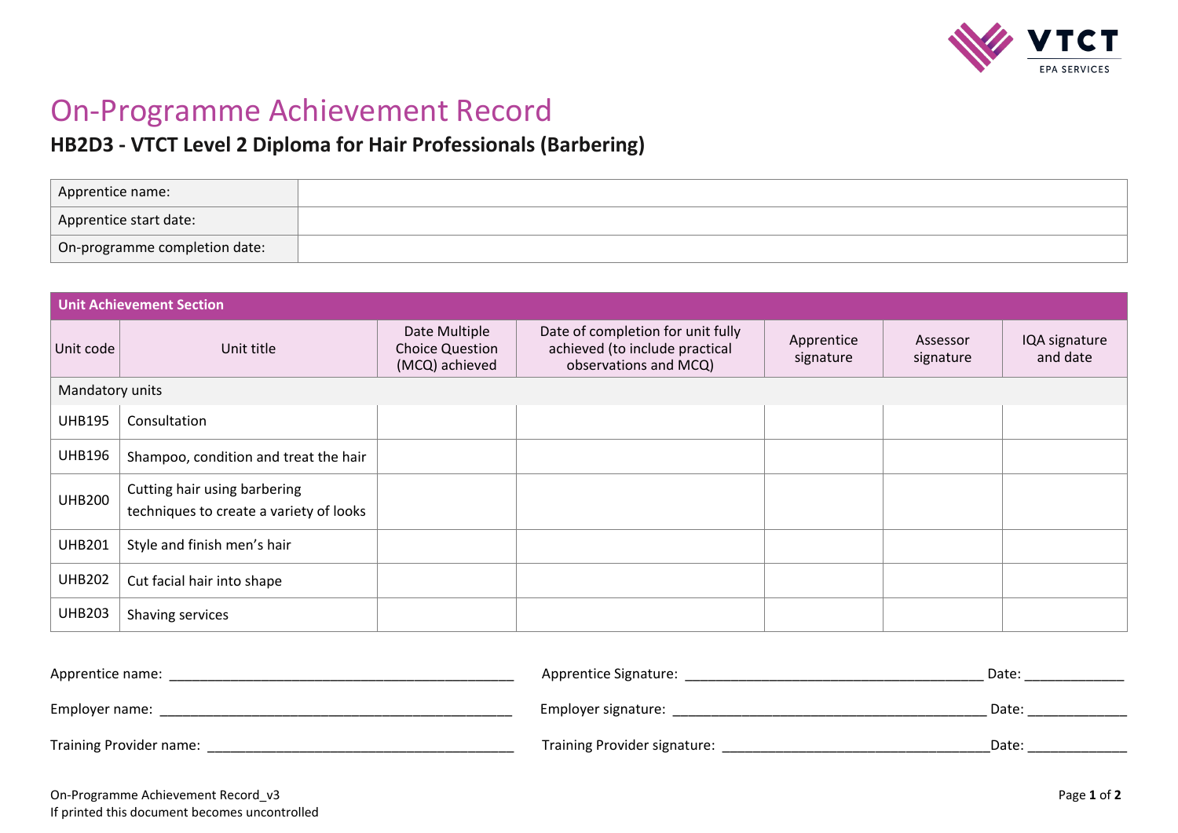# On-Programme Achievement Record

## HB2D3 - VTCT Level 2 Diploma for Hair Professionals (Barbering)

| Apprentice name: | |
|---|---|
| Apprentice start date: | |
| On-programme completion date: | |

| Unit Achievement Section | | | | | | |
|---|---|---|---|---|---|---|
| Unit code | Unit title | Date Multiple Choice Question (MCQ) achieved | Date of completion for unit fully achieved (to include practical observations and MCQ) | Apprentice signature | Assessor signature | IQA signature and date |
| Mandatory units | | | | | | |
| UHB195 | Consultation | | | | | |
| UHB196 | Shampoo, condition and treat the hair | | | | | |
| UHB200 | Cutting hair using barbering techniques to create a variety of looks | | | | | |
| UHB201 | Style and finish men's hair | | | | | |
| UHB202 | Cut facial hair into shape | | | | | |
| UHB203 | Shaving services | | | | | |

Apprentice name: ______________________________________________ Apprentice Signature: _______________________________________ Date: _____________

Employer name: _______________________________________________ Employer signature: __________________________________________ Date: _____________

Training Provider name: ________________________________________ Training Provider signature: ____________________________________Date: _____________

On-Programme Achievement Record_v3
If printed this document becomes uncontrolled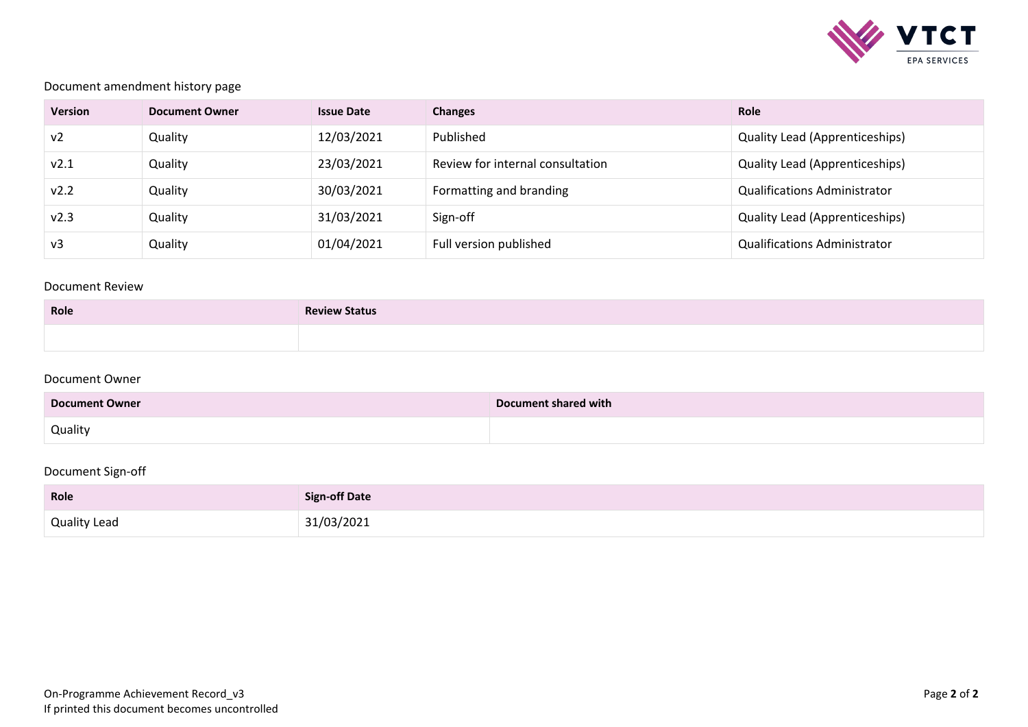Document amendment history page

| Version | Document Owner | Issue Date | Changes | Role |
|---|---|---|---|---|
| v2 | Quality | 12/03/2021 | Published | Quality Lead (Apprenticeships) |
| v2.1 | Quality | 23/03/2021 | Review for internal consultation | Quality Lead (Apprenticeships) |
| v2.2 | Quality | 30/03/2021 | Formatting and branding | Qualifications Administrator |
| v2.3 | Quality | 31/03/2021 | Sign-off | Quality Lead (Apprenticeships) |
| v3 | Quality | 01/04/2021 | Full version published | Qualifications Administrator |

Document Review

| Role | Review Status |
|---|---|
| | |

Document Owner

| Document Owner | Document shared with |
|---|---|
| Quality | |

Document Sign-off

| Role | Sign-off Date |
|---|---|
| Quality Lead | 31/03/2021 |